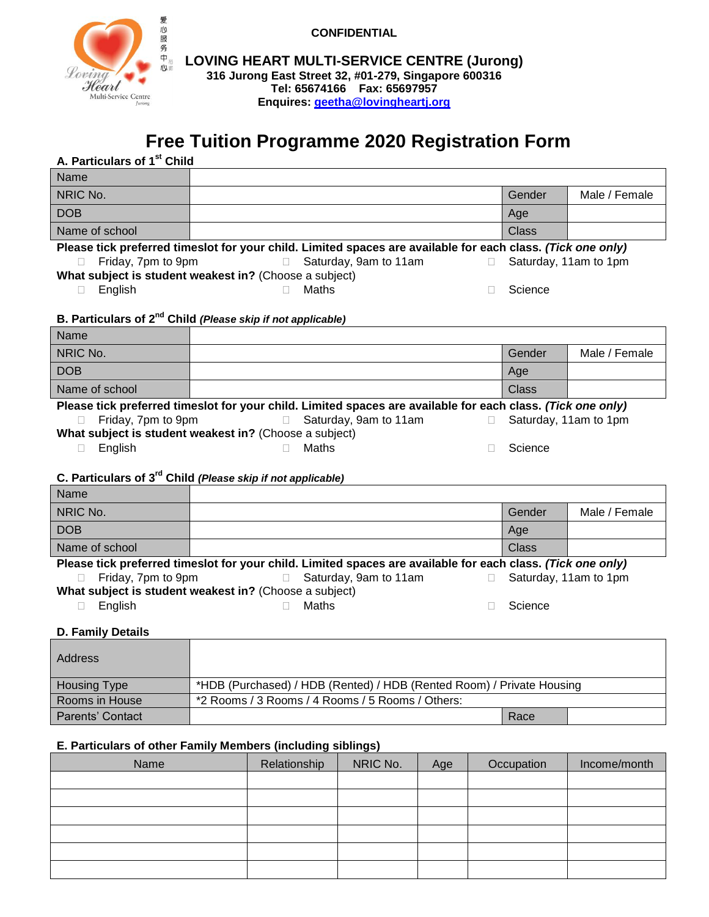CONFIDENTIAL

# LOVING HEART MULTI-SERVICE CENTRE (Jurong)

**316 Jurong East Street 32, #01-279, Singapore 600316**
**Tel: 65674166 Fax: 65697957**
**Enquires: geetha@lovingheartj.org**

# Free Tuition Programme 2020 Registration Form

### A. Particulars of 1st Child

| Name | | | |
|---|---|---|---|
| NRIC No. | | Gender | Male / Female |
| DOB | | Age | |
| Name of school | | Class | |

**Please tick preferred timeslot for your child. Limited spaces are available for each class.** ***(Tick one only)***

- ☐ Friday, 7pm to 9pm
- ☐ Saturday, 9am to 11am
- ☐ Saturday, 11am to 1pm

**What subject is student weakest in?** (Choose a subject)

- ☐ English
- ☐ Maths
- ☐ Science

### B. Particulars of 2nd Child *(Please skip if not applicable)*

| Name | | | |
|---|---|---|---|
| NRIC No. | | Gender | Male / Female |
| DOB | | Age | |
| Name of school | | Class | |

**Please tick preferred timeslot for your child. Limited spaces are available for each class.** ***(Tick one only)***

- ☐ Friday, 7pm to 9pm
- ☐ Saturday, 9am to 11am
- ☐ Saturday, 11am to 1pm

**What subject is student weakest in?** (Choose a subject)

- ☐ English
- ☐ Maths
- ☐ Science

### C. Particulars of 3rd Child *(Please skip if not applicable)*

| Name | | | |
|---|---|---|---|
| NRIC No. | | Gender | Male / Female |
| DOB | | Age | |
| Name of school | | Class | |

**Please tick preferred timeslot for your child. Limited spaces are available for each class.** ***(Tick one only)***

- ☐ Friday, 7pm to 9pm
- ☐ Saturday, 9am to 11am
- ☐ Saturday, 11am to 1pm

**What subject is student weakest in?** (Choose a subject)

- ☐ English
- ☐ Maths
- ☐ Science

### D. Family Details

| Address | | | |
|---|---|---|---|
| Housing Type | *HDB (Purchased) / HDB (Rented) / HDB (Rented Room) / Private Housing | | |
| Rooms in House | *2 Rooms / 3 Rooms / 4 Rooms / 5 Rooms / Others: | | |
| Parents' Contact | | Race | |

### E. Particulars of other Family Members (including siblings)

| Name | Relationship | NRIC No. | Age | Occupation | Income/month |
|---|---|---|---|---|---|
| | | | | | |
| | | | | | |
| | | | | | |
| | | | | | |
| | | | | | |
| | | | | | |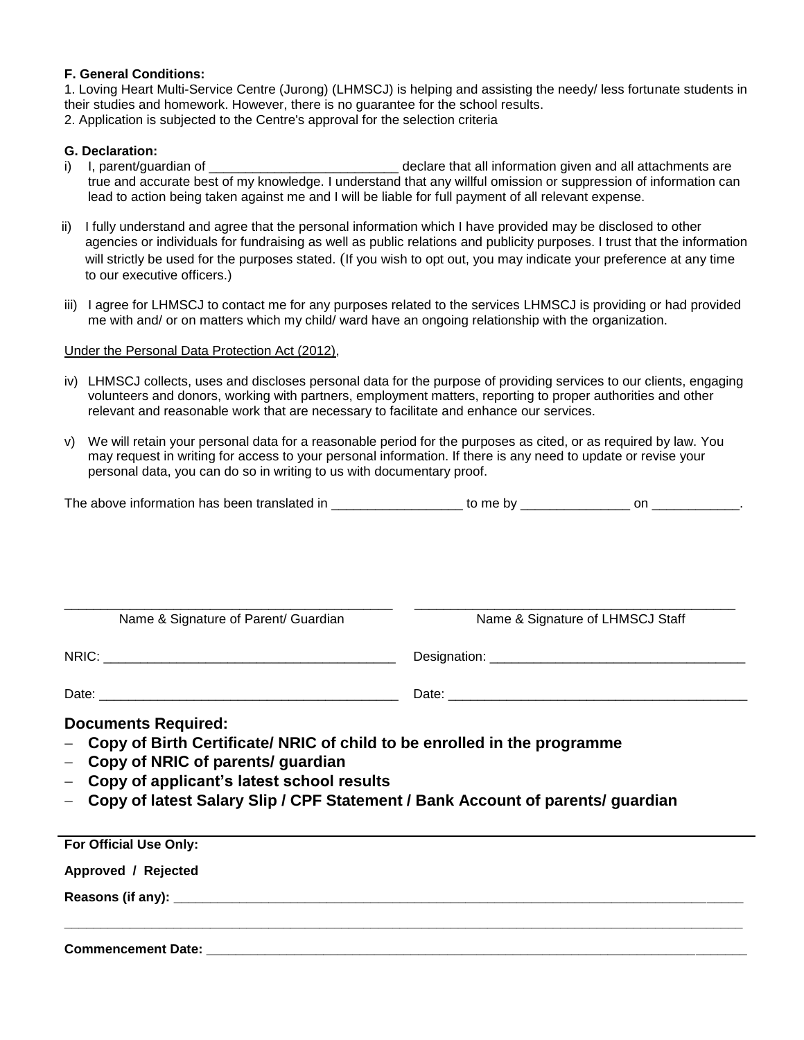**F. General Conditions:**

1. Loving Heart Multi-Service Centre (Jurong) (LHMSCJ) is helping and assisting the needy/ less fortunate students in their studies and homework. However, there is no guarantee for the school results.
2. Application is subjected to the Centre's approval for the selection criteria

**G. Declaration:**

i) I, parent/guardian of __________________________ declare that all information given and all attachments are true and accurate best of my knowledge. I understand that any willful omission or suppression of information can lead to action being taken against me and I will be liable for full payment of all relevant expense.

ii) I fully understand and agree that the personal information which I have provided may be disclosed to other agencies or individuals for fundraising as well as public relations and publicity purposes. I trust that the information will strictly be used for the purposes stated. (If you wish to opt out, you may indicate your preference at any time to our executive officers.)

iii) I agree for LHMSCJ to contact me for any purposes related to the services LHMSCJ is providing or had provided me with and/ or on matters which my child/ ward have an ongoing relationship with the organization.

Under the Personal Data Protection Act (2012),

iv) LHMSCJ collects, uses and discloses personal data for the purpose of providing services to our clients, engaging volunteers and donors, working with partners, employment matters, reporting to proper authorities and other relevant and reasonable work that are necessary to facilitate and enhance our services.

v) We will retain your personal data for a reasonable period for the purposes as cited, or as required by law. You may request in writing for access to your personal information. If there is any need to update or revise your personal data, you can do so in writing to us with documentary proof.

The above information has been translated in __________________ to me by _______________ on ____________.

| | |
|---|---|
| ____________________________________ | ____________________________________ |
| Name & Signature of Parent/ Guardian | Name & Signature of LHMSCJ Staff |
| NRIC: ______________________________ | Designation: ________________________ |
| Date: ______________________________ | Date: ______________________________ |

## Documents Required:

- **Copy of Birth Certificate/ NRIC of child to be enrolled in the programme**
- **Copy of NRIC of parents/ guardian**
- **Copy of applicant's latest school results**
- **Copy of latest Salary Slip / CPF Statement / Bank Account of parents/ guardian**

---

**For Official Use Only:**

**Approved / Rejected**

**Reasons (if any):** ____________________________________________________________

____________________________________________________________

**Commencement Date:** ____________________________________________________________